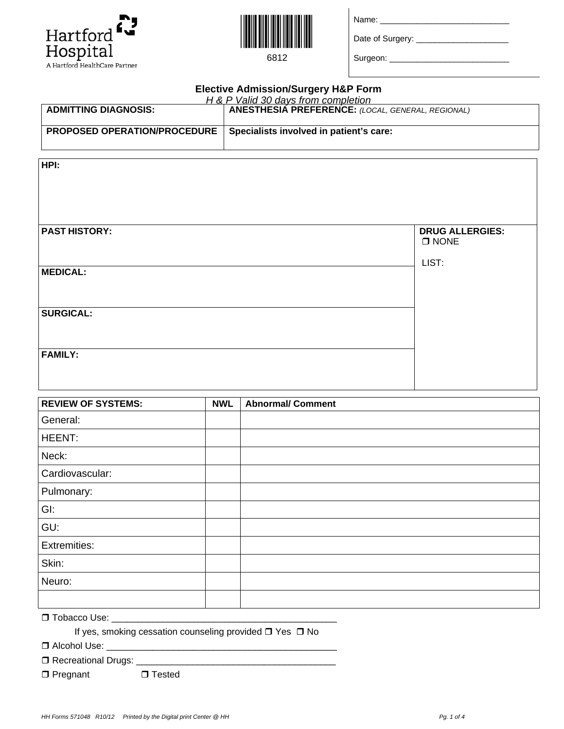Hartford Hospital
A Hartford HealthCare Partner

6812

Name: ____________________________

Date of Surgery: ____________________

Surgeon: __________________________

# Elective Admission/Surgery H&P Form

*H & P Valid 30 days from completion*

| **ADMITTING DIAGNOSIS:** | **ANESTHESIA PREFERENCE:** *(LOCAL, GENERAL, REGIONAL)* |
|---|---|
| **PROPOSED OPERATION/PROCEDURE** | **Specialists involved in patient's care:** |

| **HPI:** | |
|---|---|
| **PAST HISTORY:** | **DRUG ALLERGIES:** ❒ NONE LIST: |
| **MEDICAL:** | |
| **SURGICAL:** | |
| **FAMILY:** | |

| **REVIEW OF SYSTEMS:** | **NWL** | **Abnormal/ Comment** |
|---|---|---|
| General: | | |
| HEENT: | | |
| Neck: | | |
| Cardiovascular: | | |
| Pulmonary: | | |
| GI: | | |
| GU: | | |
| Extremities: | | |
| Skin: | | |
| Neuro: | | |
| | | |

❒ Tobacco Use: ____________________________________________

If yes, smoking cessation counseling provided ❒ Yes ❒ No

❒ Alcohol Use: _____________________________________________

❒ Recreational Drugs: _______________________________________

❒ Pregnant ❒ Tested

HH Forms 571048 R10/12 Printed by the Digital print Center @ HH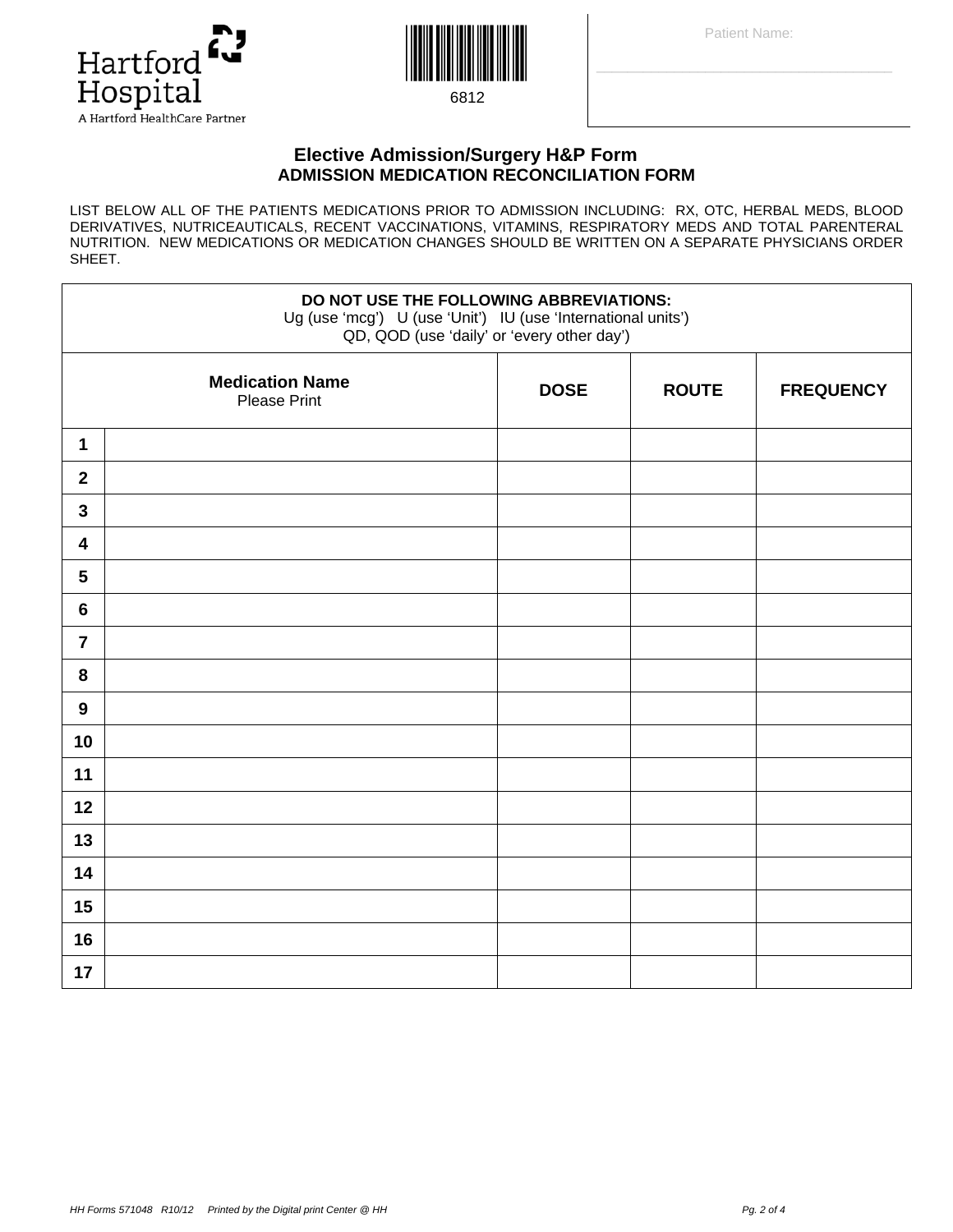Hartford Hospital
A Hartford HealthCare Partner

6812

Patient Name:

## Elective Admission/Surgery H&P Form
## ADMISSION MEDICATION RECONCILIATION FORM

LIST BELOW ALL OF THE PATIENTS MEDICATIONS PRIOR TO ADMISSION INCLUDING: RX, OTC, HERBAL MEDS, BLOOD DERIVATIVES, NUTRICEAUTICALS, RECENT VACCINATIONS, VITAMINS, RESPIRATORY MEDS AND TOTAL PARENTERAL NUTRITION. NEW MEDICATIONS OR MEDICATION CHANGES SHOULD BE WRITTEN ON A SEPARATE PHYSICIANS ORDER SHEET.

**DO NOT USE THE FOLLOWING ABBREVIATIONS:**
Ug (use 'mcg') U (use 'Unit') IU (use 'International units')
QD, QOD (use 'daily' or 'every other day')

| | **Medication Name** Please Print | **DOSE** | **ROUTE** | **FREQUENCY** |
|---|---|---|---|---|
| **1** | | | | |
| **2** | | | | |
| **3** | | | | |
| **4** | | | | |
| **5** | | | | |
| **6** | | | | |
| **7** | | | | |
| **8** | | | | |
| **9** | | | | |
| **10** | | | | |
| **11** | | | | |
| **12** | | | | |
| **13** | | | | |
| **14** | | | | |
| **15** | | | | |
| **16** | | | | |
| **17** | | | | |

*HH Forms 571048 R10/12 Printed by the Digital print Center @ HH*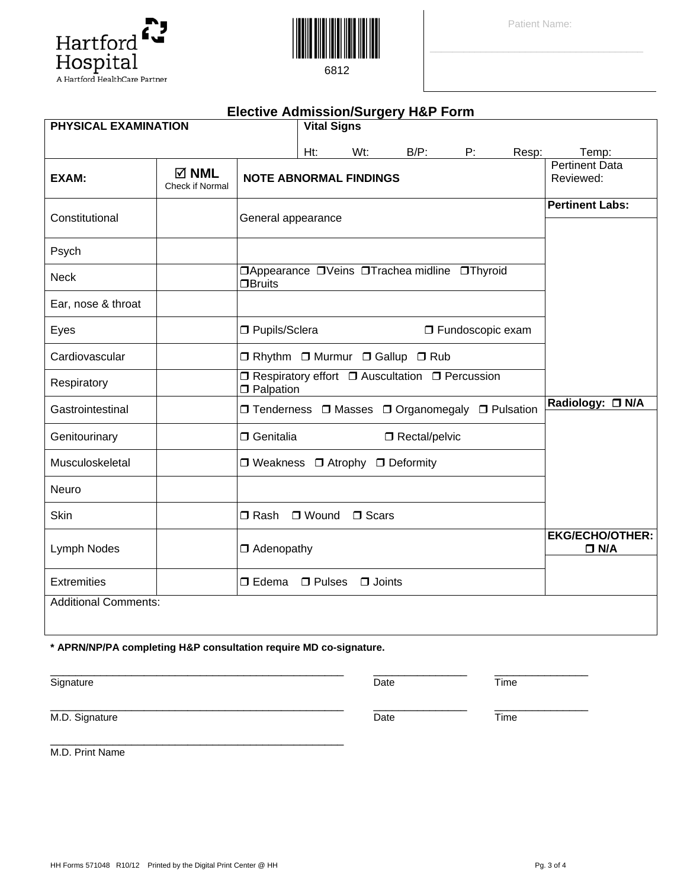Hartford Hospital
A Hartford HealthCare Partner

6812

Patient Name:

## Elective Admission/Surgery H&P Form

| PHYSICAL EXAMINATION | | Vital Signs<br>Ht: Wt: B/P: P: Resp: Temp: | |
|---|---|---|---|
| **EXAM:** | ☑ **NML** Check if Normal | **NOTE ABNORMAL FINDINGS** | Pertinent Data Reviewed: |
| Constitutional | | General appearance | **Pertinent Labs:** |
| Psych | | | |
| Neck | | ❒Appearance ❒Veins ❒Trachea midline ❒Thyroid ❒Bruits | |
| Ear, nose & throat | | | |
| Eyes | | ❒ Pupils/Sclera ❒ Fundoscopic exam | |
| Cardiovascular | | ❒ Rhythm ❒ Murmur ❒ Gallup ❒ Rub | |
| Respiratory | | ❒ Respiratory effort ❒ Auscultation ❒ Percussion ❒ Palpation | |
| Gastrointestinal | | ❒ Tenderness ❒ Masses ❒ Organomegaly ❒ Pulsation | **Radiology:** ❒ **N/A** |
| Genitourinary | | ❒ Genitalia ❒ Rectal/pelvic | |
| Musculoskeletal | | ❒ Weakness ❒ Atrophy ❒ Deformity | |
| Neuro | | | |
| Skin | | ❒ Rash ❒ Wound ❒ Scars | |
| Lymph Nodes | | ❒ Adenopathy | **EKG/ECHO/OTHER:** ❒ **N/A** |
| Extremities | | ❒ Edema ❒ Pulses ❒ Joints | |
| Additional Comments: | | | |

**\* APRN/NP/PA completing H&P consultation require MD co-signature.**

Signature _______________ Date _______________ Time _______________

M.D. Signature _______________ Date _______________ Time _______________

M.D. Print Name _______________

HH Forms 571048 R10/12 Printed by the Digital Print Center @ HH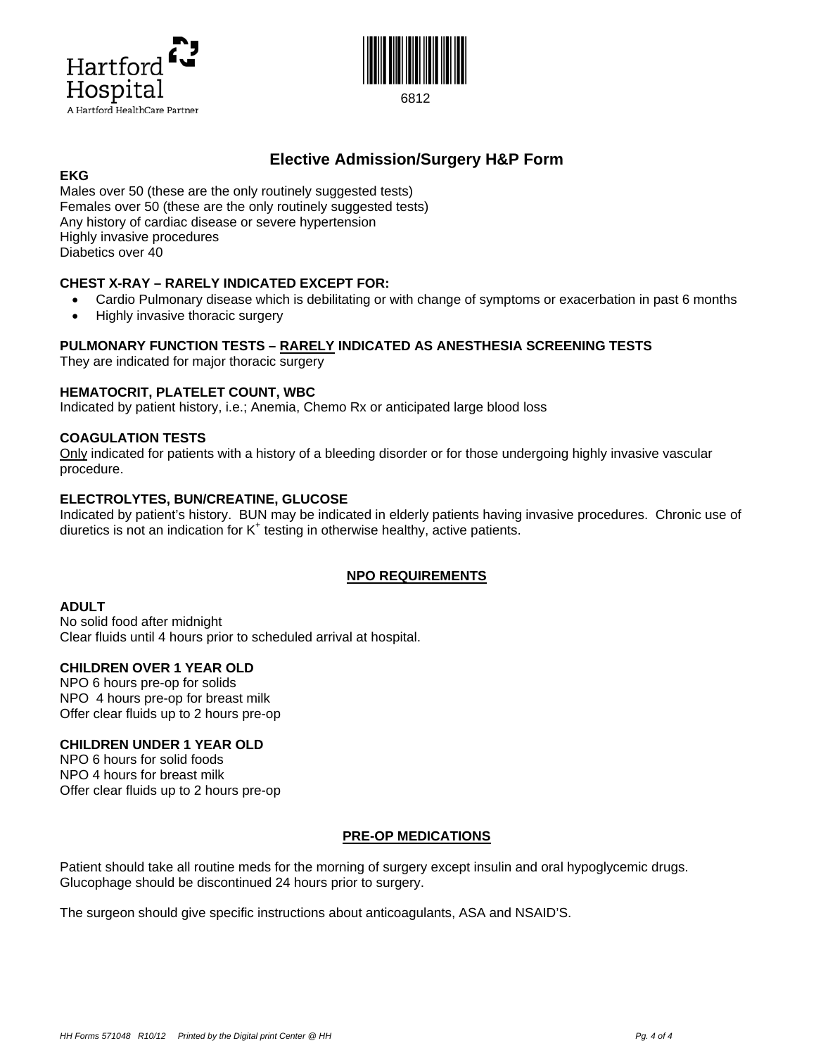Hartford Hospital
A Hartford HealthCare Partner

6812

# Elective Admission/Surgery H&P Form

**EKG**

Males over 50 (these are the only routinely suggested tests)
Females over 50 (these are the only routinely suggested tests)
Any history of cardiac disease or severe hypertension
Highly invasive procedures
Diabetics over 40

**CHEST X-RAY – RARELY INDICATED EXCEPT FOR:**

- Cardio Pulmonary disease which is debilitating or with change of symptoms or exacerbation in past 6 months
- Highly invasive thoracic surgery

**PULMONARY FUNCTION TESTS – RARELY INDICATED AS ANESTHESIA SCREENING TESTS**

They are indicated for major thoracic surgery

**HEMATOCRIT, PLATELET COUNT, WBC**

Indicated by patient history, i.e.; Anemia, Chemo Rx or anticipated large blood loss

**COAGULATION TESTS**

Only indicated for patients with a history of a bleeding disorder or for those undergoing highly invasive vascular procedure.

**ELECTROLYTES, BUN/CREATINE, GLUCOSE**

Indicated by patient's history. BUN may be indicated in elderly patients having invasive procedures. Chronic use of diuretics is not an indication for $K^+$ testing in otherwise healthy, active patients.

## NPO REQUIREMENTS

**ADULT**

No solid food after midnight
Clear fluids until 4 hours prior to scheduled arrival at hospital.

**CHILDREN OVER 1 YEAR OLD**

NPO 6 hours pre-op for solids
NPO 4 hours pre-op for breast milk
Offer clear fluids up to 2 hours pre-op

**CHILDREN UNDER 1 YEAR OLD**

NPO 6 hours for solid foods
NPO 4 hours for breast milk
Offer clear fluids up to 2 hours pre-op

## PRE-OP MEDICATIONS

Patient should take all routine meds for the morning of surgery except insulin and oral hypoglycemic drugs. Glucophage should be discontinued 24 hours prior to surgery.

The surgeon should give specific instructions about anticoagulants, ASA and NSAID'S.

*HH Forms 571048 R10/12 Printed by the Digital print Center @ HH*